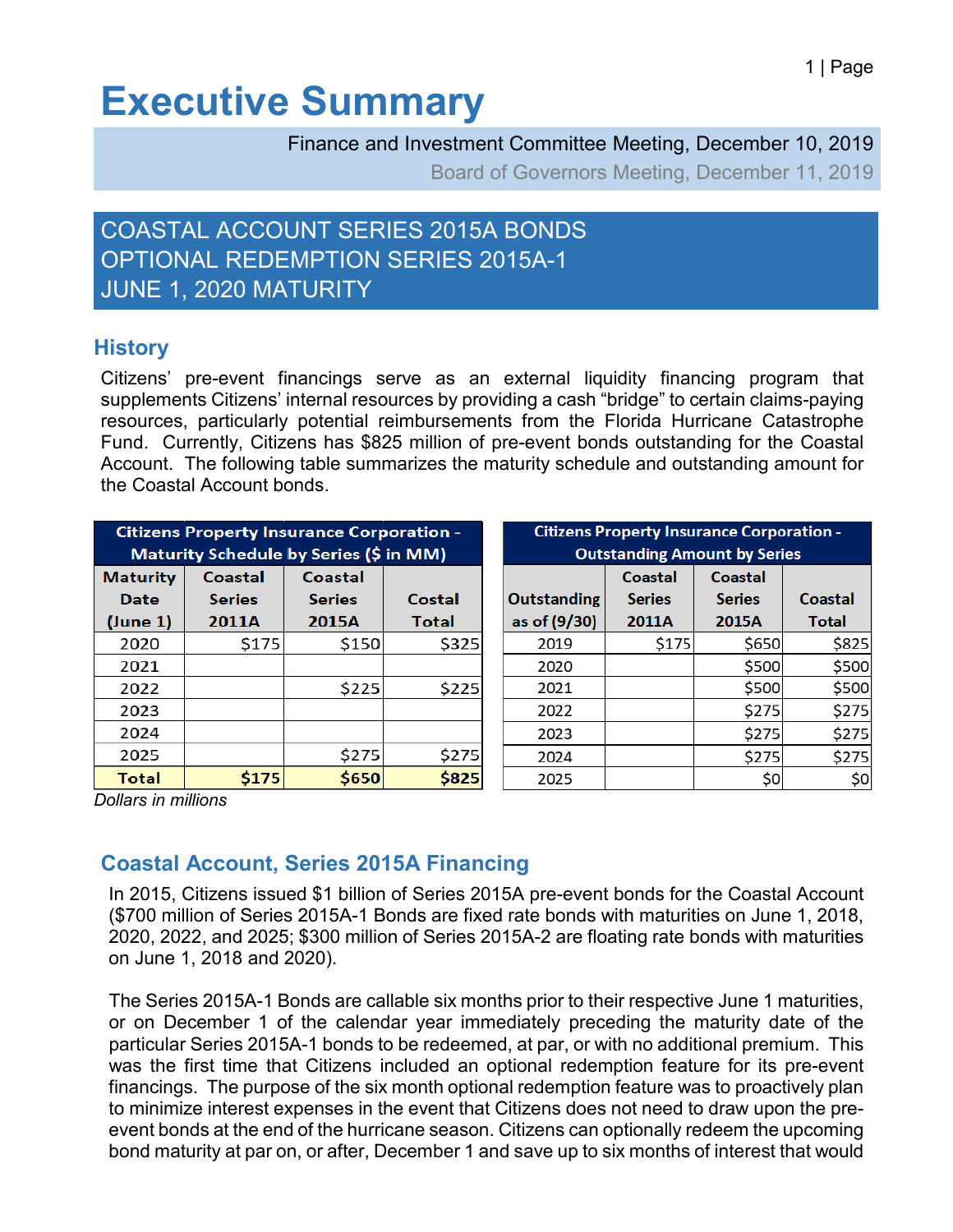# Executive Summary

Finance and Investment Committee Meeting, December 10, 2019

Board of Governors Meeting, December 11, 2019

## COASTAL ACCOUNT SERIES 2015A BONDS OPTIONAL REDEMPTION SERIES 2015A-1 JUNE 1, 2020 MATURITY

## History

Citizens' pre-event financings serve as an external liquidity financing program that supplements Citizens' internal resources by providing a cash "bridge" to certain claims-paying resources, particularly potential reimbursements from the Florida Hurricane Catastrophe Fund. Currently, Citizens has $825 million of pre-event bonds outstanding for the Coastal Account. The following table summarizes the maturity schedule and outstanding amount for the Coastal Account bonds.

| Citizens Property Insurance Corporation - Maturity Schedule by Series ($ in MM) | | | |
|---|---|---|---|
| Maturity Date (June 1) | Coastal Series 2011A | Coastal Series 2015A | Costal Total |
| 2020 | $175 | $150 | $325 |
| 2021 | | | |
| 2022 | | $225 | $225 |
| 2023 | | | |
| 2024 | | | |
| 2025 | | $275 | $275 |
| **Total** | **$175** | **$650** | **$825** |

*Dollars in millions*

| Citizens Property Insurance Corporation - Outstanding Amount by Series | | | |
|---|---|---|---|
| Outstanding as of (9/30) | Coastal Series 2011A | Coastal Series 2015A | Coastal Total |
| 2019 | $175 | $650 | $825 |
| 2020 | | $500 | $500 |
| 2021 | | $500 | $500 |
| 2022 | | $275 | $275 |
| 2023 | | $275 | $275 |
| 2024 | | $275 | $275 |
| 2025 | | $0 | $0 |

## Coastal Account, Series 2015A Financing

In 2015, Citizens issued $1 billion of Series 2015A pre-event bonds for the Coastal Account ($700 million of Series 2015A-1 Bonds are fixed rate bonds with maturities on June 1, 2018, 2020, 2022, and 2025; $300 million of Series 2015A-2 are floating rate bonds with maturities on June 1, 2018 and 2020).

The Series 2015A-1 Bonds are callable six months prior to their respective June 1 maturities, or on December 1 of the calendar year immediately preceding the maturity date of the particular Series 2015A-1 bonds to be redeemed, at par, or with no additional premium. This was the first time that Citizens included an optional redemption feature for its pre-event financings. The purpose of the six month optional redemption feature was to proactively plan to minimize interest expenses in the event that Citizens does not need to draw upon the pre-event bonds at the end of the hurricane season. Citizens can optionally redeem the upcoming bond maturity at par on, or after, December 1 and save up to six months of interest that would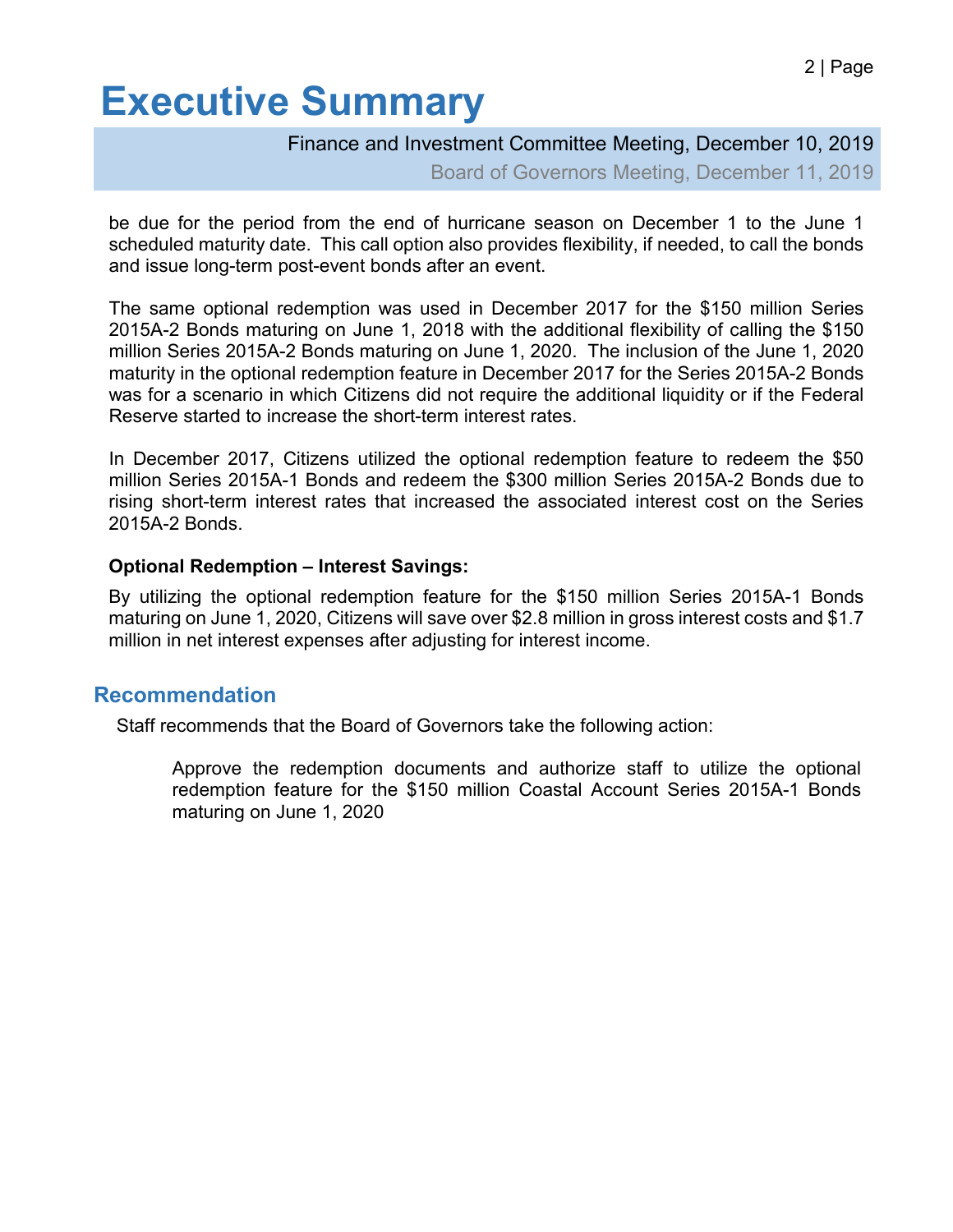be due for the period from the end of hurricane season on December 1 to the June 1 scheduled maturity date. This call option also provides flexibility, if needed, to call the bonds and issue long-term post-event bonds after an event.

The same optional redemption was used in December 2017 for the $150 million Series 2015A-2 Bonds maturing on June 1, 2018 with the additional flexibility of calling the $150 million Series 2015A-2 Bonds maturing on June 1, 2020. The inclusion of the June 1, 2020 maturity in the optional redemption feature in December 2017 for the Series 2015A-2 Bonds was for a scenario in which Citizens did not require the additional liquidity or if the Federal Reserve started to increase the short-term interest rates.

In December 2017, Citizens utilized the optional redemption feature to redeem the $50 million Series 2015A-1 Bonds and redeem the $300 million Series 2015A-2 Bonds due to rising short-term interest rates that increased the associated interest cost on the Series 2015A-2 Bonds.

**Optional Redemption – Interest Savings:**

By utilizing the optional redemption feature for the $150 million Series 2015A-1 Bonds maturing on June 1, 2020, Citizens will save over $2.8 million in gross interest costs and $1.7 million in net interest expenses after adjusting for interest income.

## Recommendation

Staff recommends that the Board of Governors take the following action:

> Approve the redemption documents and authorize staff to utilize the optional redemption feature for the $150 million Coastal Account Series 2015A-1 Bonds maturing on June 1, 2020